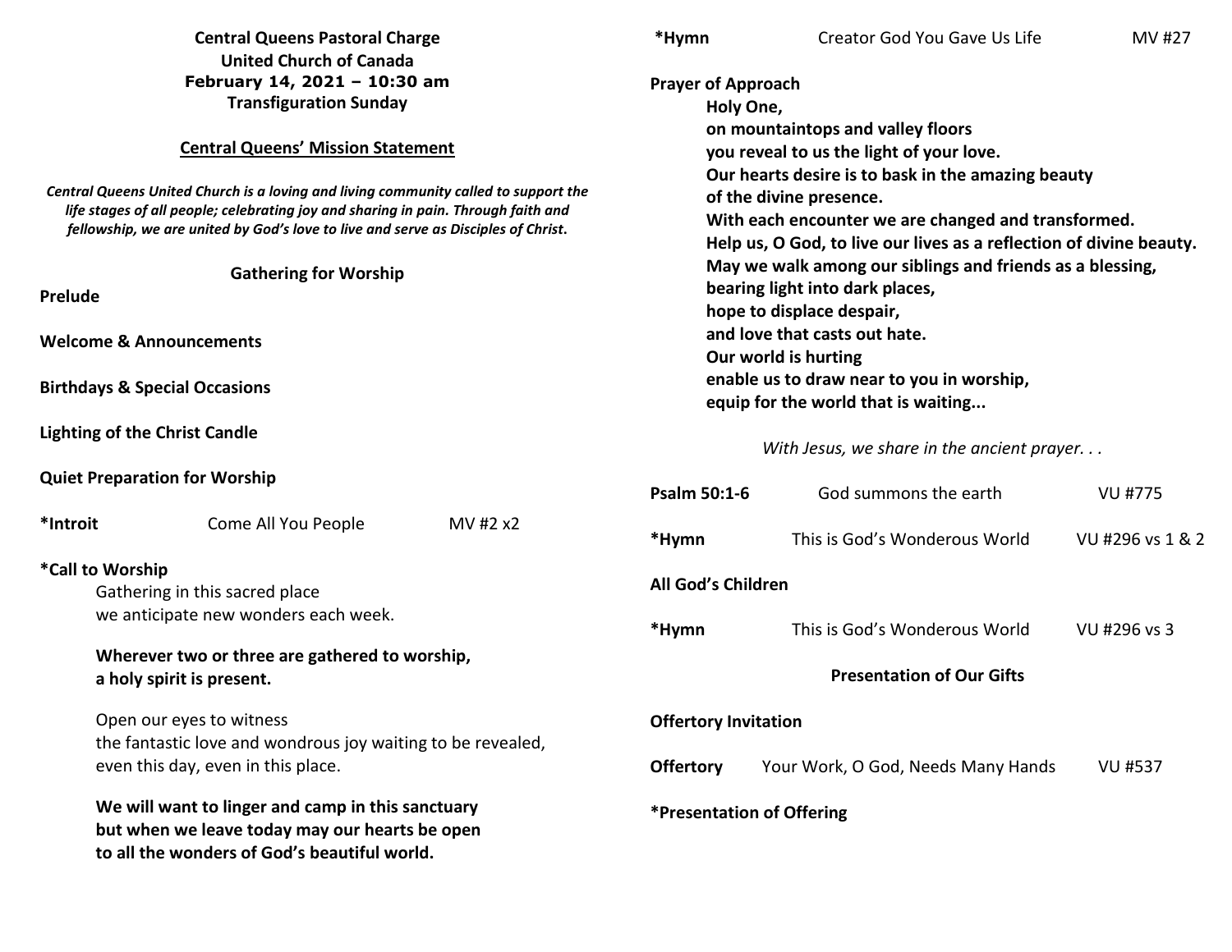**Central Queens Pastoral Charge**
**United Church of Canada**
**February 14, 2021 – 10:30 am**
**Transfiguration Sunday**

**Central Queens' Mission Statement**

***Central Queens United Church is a loving and living community called to support the life stages of all people; celebrating joy and sharing in pain. Through faith and fellowship, we are united by God's love to live and serve as Disciples of Christ.***

## Gathering for Worship

**Prelude**

**Welcome & Announcements**

**Birthdays & Special Occasions**

**Lighting of the Christ Candle**

**Quiet Preparation for Worship**

**\*Introit** Come All You People MV #2 x2

**\*Call to Worship**

Gathering in this sacred place
we anticipate new wonders each week.

**Wherever two or three are gathered to worship,**
**a holy spirit is present.**

Open our eyes to witness
the fantastic love and wondrous joy waiting to be revealed,
even this day, even in this place.

**We will want to linger and camp in this sanctuary**
**but when we leave today may our hearts be open**
**to all the wonders of God's beautiful world.**

**\*Hymn** Creator God You Gave Us Life MV #27

**Prayer of Approach**

**Holy One,**
**on mountaintops and valley floors**
**you reveal to us the light of your love.**
**Our hearts desire is to bask in the amazing beauty**
**of the divine presence.**
**With each encounter we are changed and transformed.**
**Help us, O God, to live our lives as a reflection of divine beauty.**
**May we walk among our siblings and friends as a blessing,**
**bearing light into dark places,**
**hope to displace despair,**
**and love that casts out hate.**
**Our world is hurting**
**enable us to draw near to you in worship,**
**equip for the world that is waiting...**

*With Jesus, we share in the ancient prayer. . .*

**Psalm 50:1-6** God summons the earth VU #775

**\*Hymn** This is God's Wonderous World VU #296 vs 1 & 2

**All God's Children**

**\*Hymn** This is God's Wonderous World VU #296 vs 3

## Presentation of Our Gifts

**Offertory Invitation**

**Offertory** Your Work, O God, Needs Many Hands VU #537

**\*Presentation of Offering**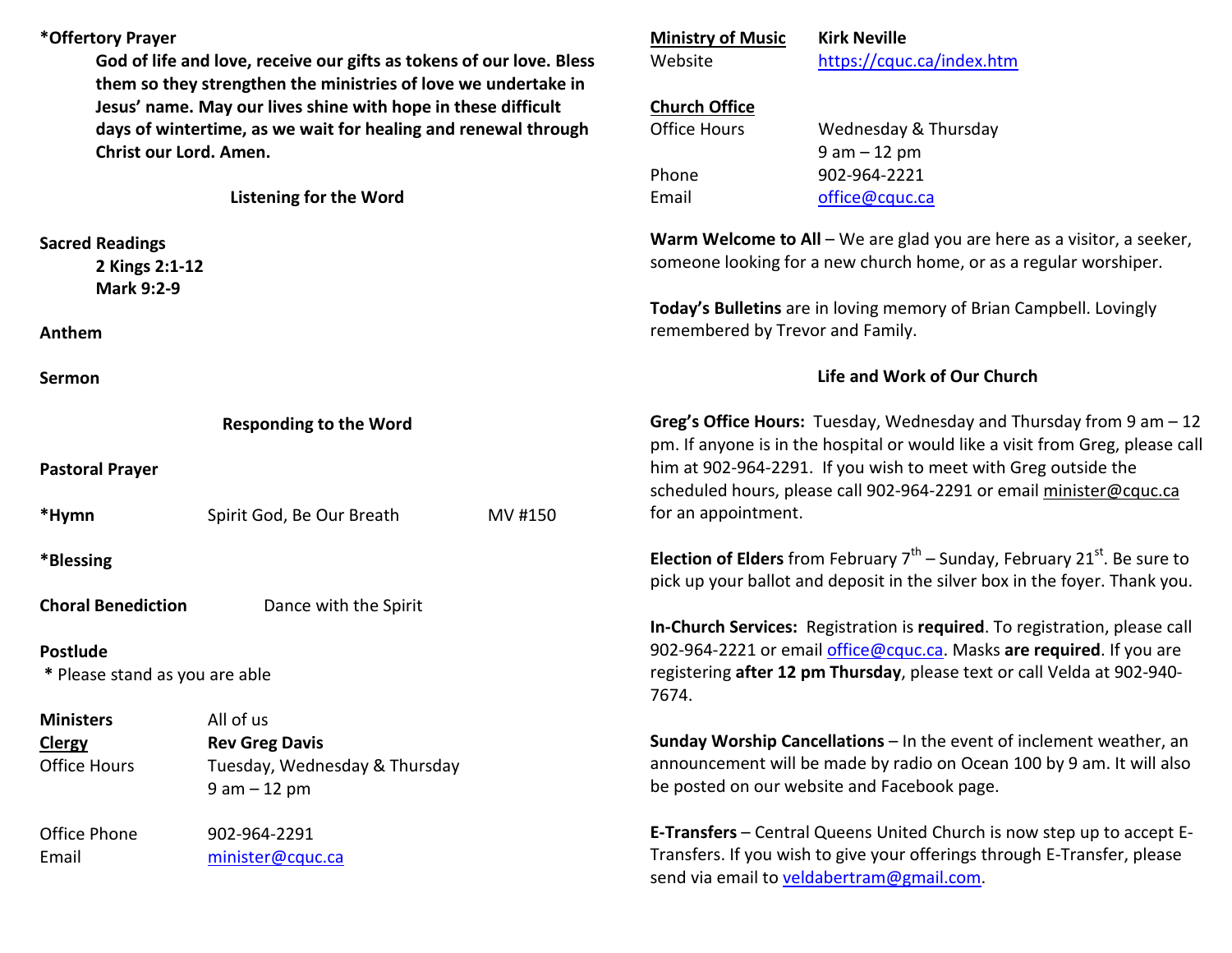**\*Offertory Prayer**

**God of life and love, receive our gifts as tokens of our love. Bless them so they strengthen the ministries of love we undertake in Jesus' name. May our lives shine with hope in these difficult days of wintertime, as we wait for healing and renewal through Christ our Lord. Amen.**

**Listening for the Word**

**Sacred Readings**

**2 Kings 2:1-12**
**Mark 9:2-9**

**Anthem**

**Sermon**

**Responding to the Word**

**Pastoral Prayer**

**\*Hymn** Spirit God, Be Our Breath MV #150

**\*Blessing**

**Choral Benediction** Dance with the Spirit

**Postlude**

\* Please stand as you are able

| | |
|---|---|
| **Ministers** | All of us |
| **Clergy** | **Rev Greg Davis** |
| Office Hours | Tuesday, Wednesday & Thursday 9 am – 12 pm |
| Office Phone | 902-964-2291 |
| Email | minister@cquc.ca |

| | |
|---|---|
| **Ministry of Music** | **Kirk Neville** |
| Website | https://cquc.ca/index.htm |

**Church Office**

| | |
|---|---|
| Office Hours | Wednesday & Thursday 9 am – 12 pm |
| Phone | 902-964-2221 |
| Email | office@cquc.ca |

**Warm Welcome to All** – We are glad you are here as a visitor, a seeker, someone looking for a new church home, or as a regular worshiper.

**Today's Bulletins** are in loving memory of Brian Campbell. Lovingly remembered by Trevor and Family.

**Life and Work of Our Church**

**Greg's Office Hours:** Tuesday, Wednesday and Thursday from 9 am – 12 pm. If anyone is in the hospital or would like a visit from Greg, please call him at 902-964-2291. If you wish to meet with Greg outside the scheduled hours, please call 902-964-2291 or email minister@cquc.ca for an appointment.

**Election of Elders** from February 7th – Sunday, February 21st. Be sure to pick up your ballot and deposit in the silver box in the foyer. Thank you.

**In-Church Services:** Registration is **required**. To registration, please call 902-964-2221 or email office@cquc.ca. Masks **are required**. If you are registering **after 12 pm Thursday**, please text or call Velda at 902-940-7674.

**Sunday Worship Cancellations** – In the event of inclement weather, an announcement will be made by radio on Ocean 100 by 9 am. It will also be posted on our website and Facebook page.

**E-Transfers** – Central Queens United Church is now step up to accept E-Transfers. If you wish to give your offerings through E-Transfer, please send via email to veldabertram@gmail.com.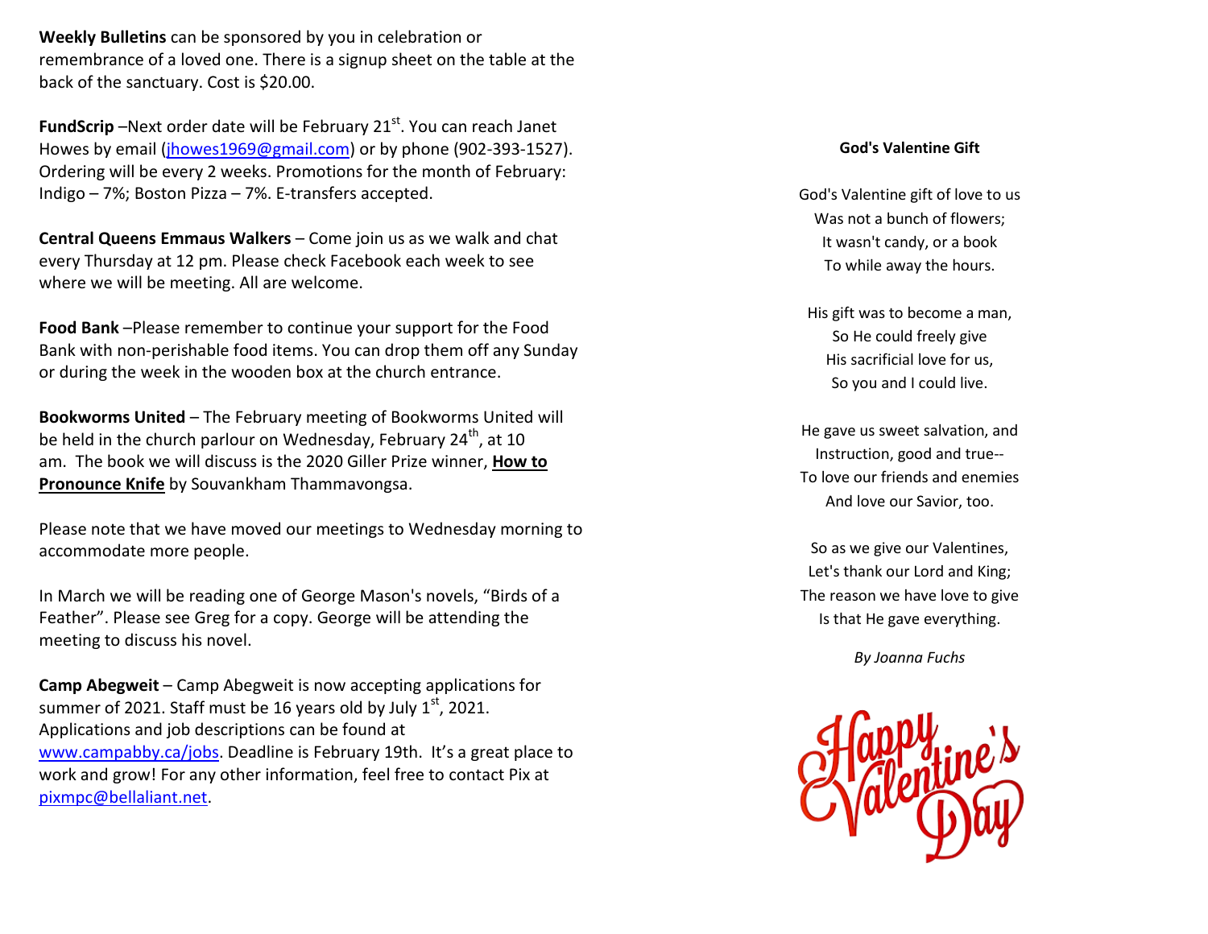**Weekly Bulletins** can be sponsored by you in celebration or remembrance of a loved one. There is a signup sheet on the table at the back of the sanctuary. Cost is $20.00.

**FundScrip** –Next order date will be February 21st. You can reach Janet Howes by email (jhowes1969@gmail.com) or by phone (902-393-1527). Ordering will be every 2 weeks. Promotions for the month of February: Indigo – 7%; Boston Pizza – 7%. E-transfers accepted.

**Central Queens Emmaus Walkers** – Come join us as we walk and chat every Thursday at 12 pm. Please check Facebook each week to see where we will be meeting. All are welcome.

**Food Bank** –Please remember to continue your support for the Food Bank with non-perishable food items. You can drop them off any Sunday or during the week in the wooden box at the church entrance.

**Bookworms United** – The February meeting of Bookworms United will be held in the church parlour on Wednesday, February 24th, at 10 am. The book we will discuss is the 2020 Giller Prize winner, **How to Pronounce Knife** by Souvankham Thammavongsa.

Please note that we have moved our meetings to Wednesday morning to accommodate more people.

In March we will be reading one of George Mason's novels, "Birds of a Feather". Please see Greg for a copy. George will be attending the meeting to discuss his novel.

**Camp Abegweit** – Camp Abegweit is now accepting applications for summer of 2021. Staff must be 16 years old by July 1st, 2021. Applications and job descriptions can be found at www.campabby.ca/jobs. Deadline is February 19th. It's a great place to work and grow! For any other information, feel free to contact Pix at pixmpc@bellaliant.net.

**God's Valentine Gift**

God's Valentine gift of love to us
Was not a bunch of flowers;
It wasn't candy, or a book
To while away the hours.

His gift was to become a man,
So He could freely give
His sacrificial love for us,
So you and I could live.

He gave us sweet salvation, and
Instruction, good and true--
To love our friends and enemies
And love our Savior, too.

So as we give our Valentines,
Let's thank our Lord and King;
The reason we have love to give
Is that He gave everything.

*By Joanna Fuchs*

Happy Valentine's Day